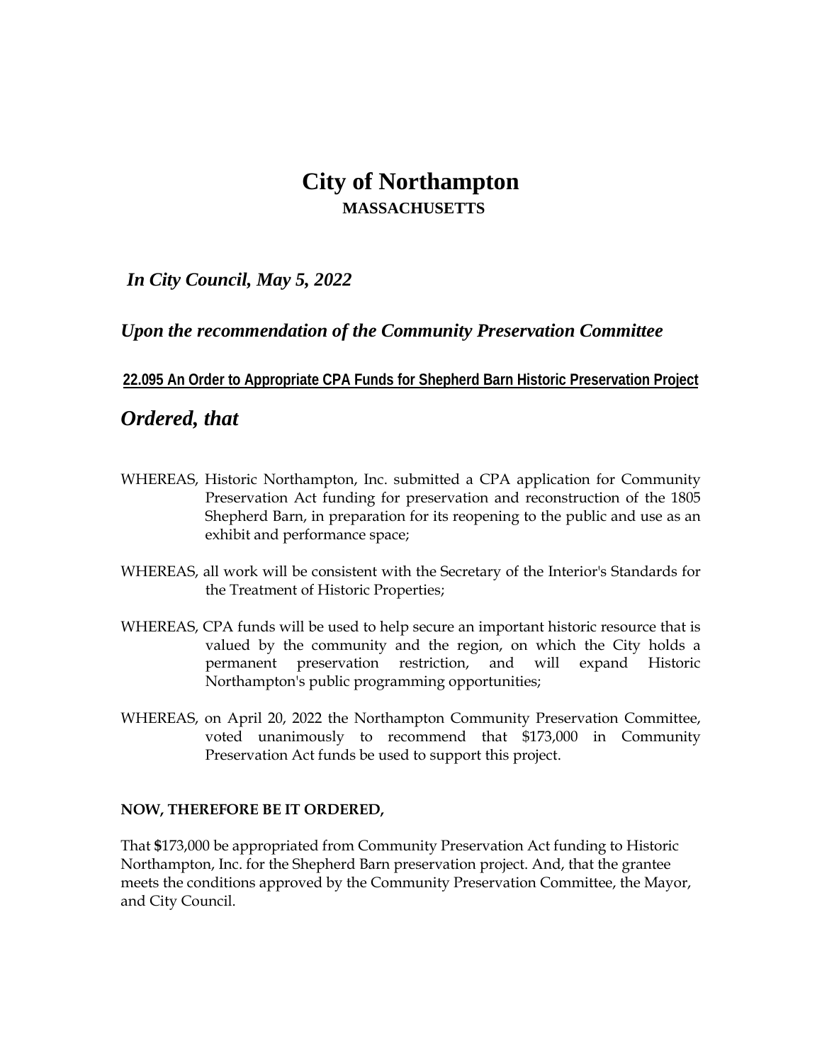# City of Northampton

**MASSACHUSETTS**

***In City Council, May 5, 2022***

***Upon the recommendation of the Community Preservation Committee***

**22.095 An Order to Appropriate CPA Funds for Shepherd Barn Historic Preservation Project**

## *Ordered, that*

WHEREAS, Historic Northampton, Inc. submitted a CPA application for Community Preservation Act funding for preservation and reconstruction of the 1805 Shepherd Barn, in preparation for its reopening to the public and use as an exhibit and performance space;

WHEREAS, all work will be consistent with the Secretary of the Interior's Standards for the Treatment of Historic Properties;

WHEREAS, CPA funds will be used to help secure an important historic resource that is valued by the community and the region, on which the City holds a permanent preservation restriction, and will expand Historic Northampton's public programming opportunities;

WHEREAS, on April 20, 2022 the Northampton Community Preservation Committee, voted unanimously to recommend that $173,000 in Community Preservation Act funds be used to support this project.

**NOW, THEREFORE BE IT ORDERED,**

That $173,000 be appropriated from Community Preservation Act funding to Historic Northampton, Inc. for the Shepherd Barn preservation project. And, that the grantee meets the conditions approved by the Community Preservation Committee, the Mayor, and City Council.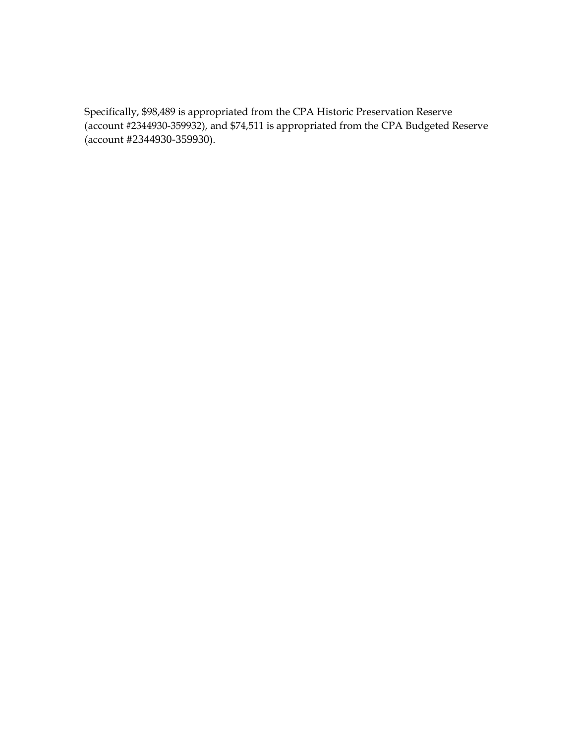Specifically, $98,489 is appropriated from the CPA Historic Preservation Reserve (account #2344930-359932), and $74,511 is appropriated from the CPA Budgeted Reserve (account #2344930-359930).